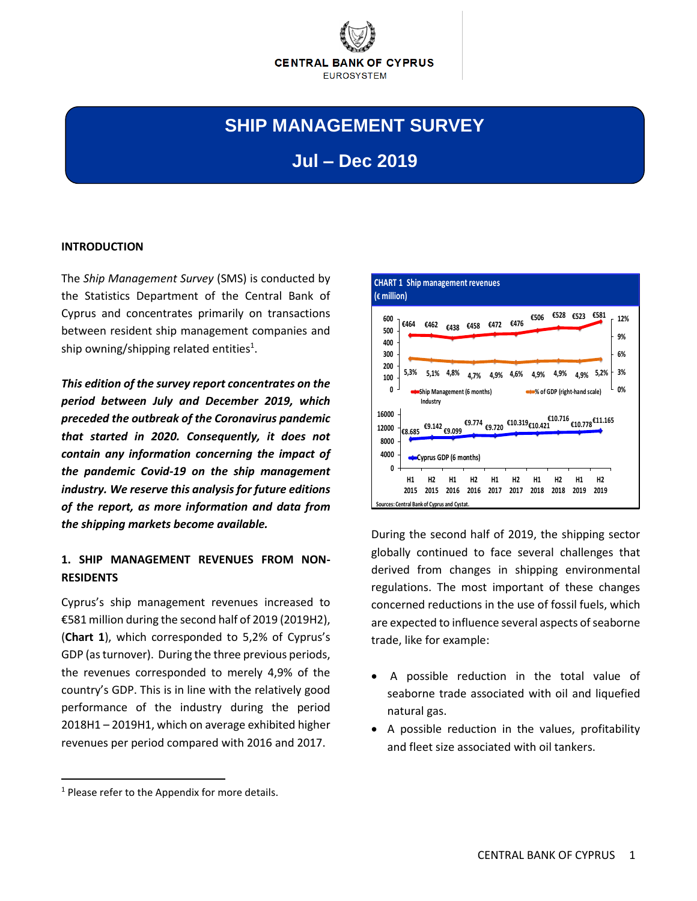CENTRAL BANK OF CYPRUS
EUROSYSTEM

# SHIP MANAGEMENT SURVEY

## Jul – Dec 2019

### INTRODUCTION

The *Ship Management Survey* (SMS) is conducted by the Statistics Department of the Central Bank of Cyprus and concentrates primarily on transactions between resident ship management companies and ship owning/shipping related entities[1].

***This edition of the survey report concentrates on the period between July and December 2019, which preceded the outbreak of the Coronavirus pandemic that started in 2020. Consequently, it does not contain any information concerning the impact of the pandemic Covid-19 on the ship management industry. We reserve this analysis for future editions of the report, as more information and data from the shipping markets become available.***

### 1. SHIP MANAGEMENT REVENUES FROM NON-RESIDENTS

Cyprus's ship management revenues increased to €581 million during the second half of 2019 (2019H2), (**Chart 1**), which corresponded to 5,2% of Cyprus's GDP (as turnover). During the three previous periods, the revenues corresponded to merely 4,9% of the country's GDP. This is in line with the relatively good performance of the industry during the period 2018H1 – 2019H1, which on average exhibited higher revenues per period compared with 2016 and 2017.

**CHART 1 Ship management revenues (€ million)**

| | H1 2015 | H2 2015 | H1 2016 | H2 2016 | H1 2017 | H2 2017 | H1 2018 | H2 2018 | H1 2019 | H2 2019 |
|---|---|---|---|---|---|---|---|---|---|---|
| Ship Management (6 months) Industry | €464 | €462 | €438 | €458 | €472 | €476 | €506 | €528 | €523 | €581 |
| % of GDP (right-hand scale) | 5,3% | 5,1% | 4,8% | 4,7% | 4,9% | 4,6% | 4,9% | 4,9% | 4,9% | 5,2% |
| Cyprus GDP (6 months) | €8.685 | €9.142 | €9.099 | €9.774 | €9.720 | €10.319 | €10.421 | €10.716 | €10.778 | €11.165 |

Sources: Central Bank of Cyprus and Cystat.

During the second half of 2019, the shipping sector globally continued to face several challenges that derived from changes in shipping environmental regulations. The most important of these changes concerned reductions in the use of fossil fuels, which are expected to influence several aspects of seaborne trade, like for example:

- A possible reduction in the total value of seaborne trade associated with oil and liquefied natural gas.
- A possible reduction in the values, profitability and fleet size associated with oil tankers.

[1] Please refer to the Appendix for more details.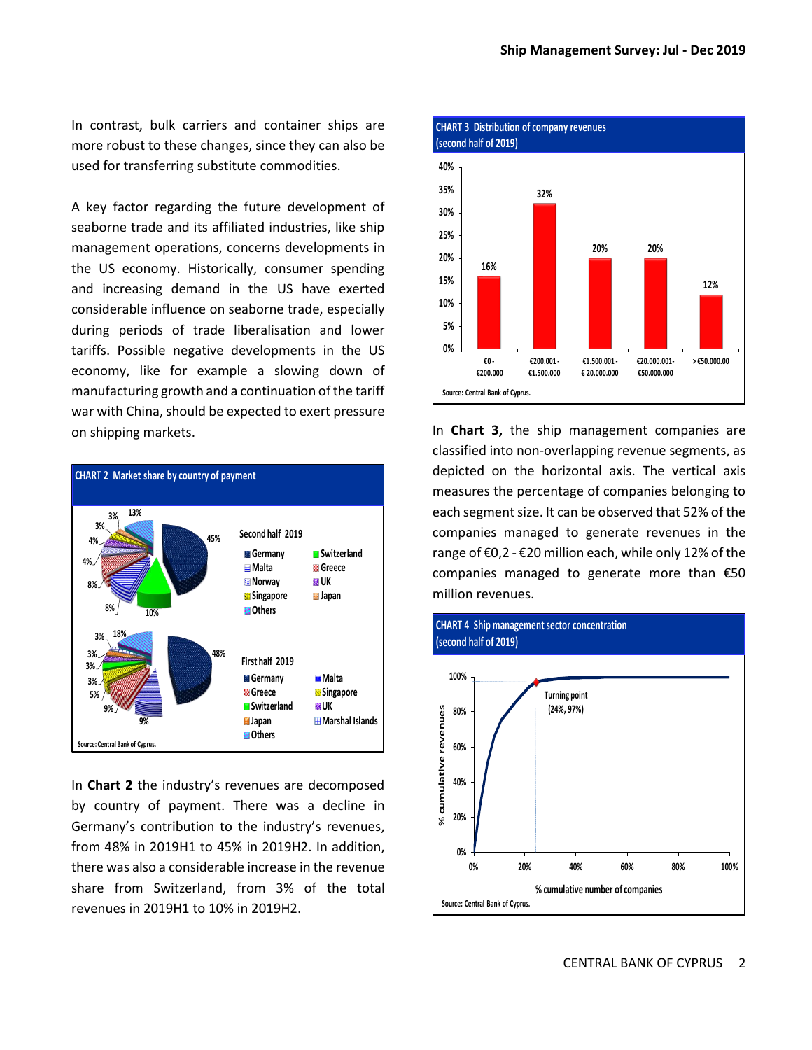In contrast, bulk carriers and container ships are more robust to these changes, since they can also be used for transferring substitute commodities.

A key factor regarding the future development of seaborne trade and its affiliated industries, like ship management operations, concerns developments in the US economy. Historically, consumer spending and increasing demand in the US have exerted considerable influence on seaborne trade, especially during periods of trade liberalisation and lower tariffs. Possible negative developments in the US economy, like for example a slowing down of manufacturing growth and a continuation of the tariff war with China, should be expected to exert pressure on shipping markets.

**CHART 2 Market share by country of payment**

Source: Central Bank of Cyprus.

In **Chart 2** the industry's revenues are decomposed by country of payment. There was a decline in Germany's contribution to the industry's revenues, from 48% in 2019H1 to 45% in 2019H2. In addition, there was also a considerable increase in the revenue share from Switzerland, from 3% of the total revenues in 2019H1 to 10% in 2019H2.

**CHART 3 Distribution of company revenues (second half of 2019)**

Source: Central Bank of Cyprus.

In **Chart 3,** the ship management companies are classified into non-overlapping revenue segments, as depicted on the horizontal axis. The vertical axis measures the percentage of companies belonging to each segment size. It can be observed that 52% of the companies managed to generate revenues in the range of €0,2 - €20 million each, while only 12% of the companies managed to generate more than €50 million revenues.

**CHART 4 Ship management sector concentration (second half of 2019)**

Source: Central Bank of Cyprus.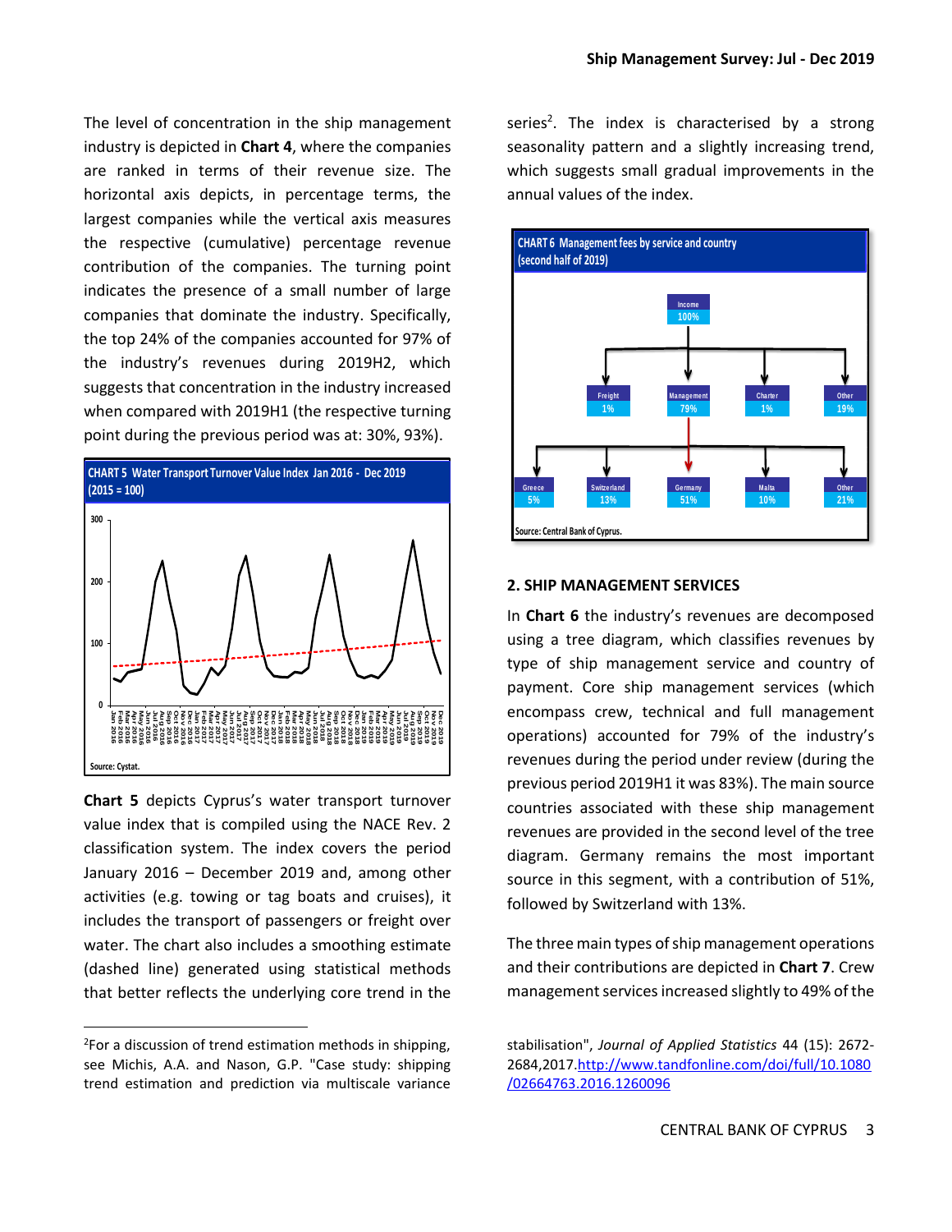The level of concentration in the ship management industry is depicted in **Chart 4**, where the companies are ranked in terms of their revenue size. The horizontal axis depicts, in percentage terms, the largest companies while the vertical axis measures the respective (cumulative) percentage revenue contribution of the companies. The turning point indicates the presence of a small number of large companies that dominate the industry. Specifically, the top 24% of the companies accounted for 97% of the industry's revenues during 2019H2, which suggests that concentration in the industry increased when compared with 2019H1 (the respective turning point during the previous period was at: 30%, 93%).

**CHART 5 Water Transport Turnover Value Index Jan 2016 - Dec 2019 (2015 = 100)**

Source: Cystat.

**Chart 5** depicts Cyprus's water transport turnover value index that is compiled using the NACE Rev. 2 classification system. The index covers the period January 2016 – December 2019 and, among other activities (e.g. towing or tag boats and cruises), it includes the transport of passengers or freight over water. The chart also includes a smoothing estimate (dashed line) generated using statistical methods that better reflects the underlying core trend in the series[2]. The index is characterised by a strong seasonality pattern and a slightly increasing trend, which suggests small gradual improvements in the annual values of the index.

**CHART 6 Management fees by service and country (second half of 2019)**

- Income 100%
  - Freight 1%
  - Management 79%
    - Greece 5%
    - Switzerland 13%
    - Germany 51%
    - Malta 10%
    - Other 21%
  - Charter 1%
  - Other 19%

Source: Central Bank of Cyprus.

## 2. SHIP MANAGEMENT SERVICES

In **Chart 6** the industry's revenues are decomposed using a tree diagram, which classifies revenues by type of ship management service and country of payment. Core ship management services (which encompass crew, technical and full management operations) accounted for 79% of the industry's revenues during the period under review (during the previous period 2019H1 it was 83%). The main source countries associated with these ship management revenues are provided in the second level of the tree diagram. Germany remains the most important source in this segment, with a contribution of 51%, followed by Switzerland with 13%.

The three main types of ship management operations and their contributions are depicted in **Chart 7**. Crew management services increased slightly to 49% of the

---

[2] For a discussion of trend estimation methods in shipping, see Michis, A.A. and Nason, G.P. "Case study: shipping trend estimation and prediction via multiscale variance stabilisation", *Journal of Applied Statistics* 44 (15): 2672-2684,2017.http://www.tandfonline.com/doi/full/10.1080/02664763.2016.1260096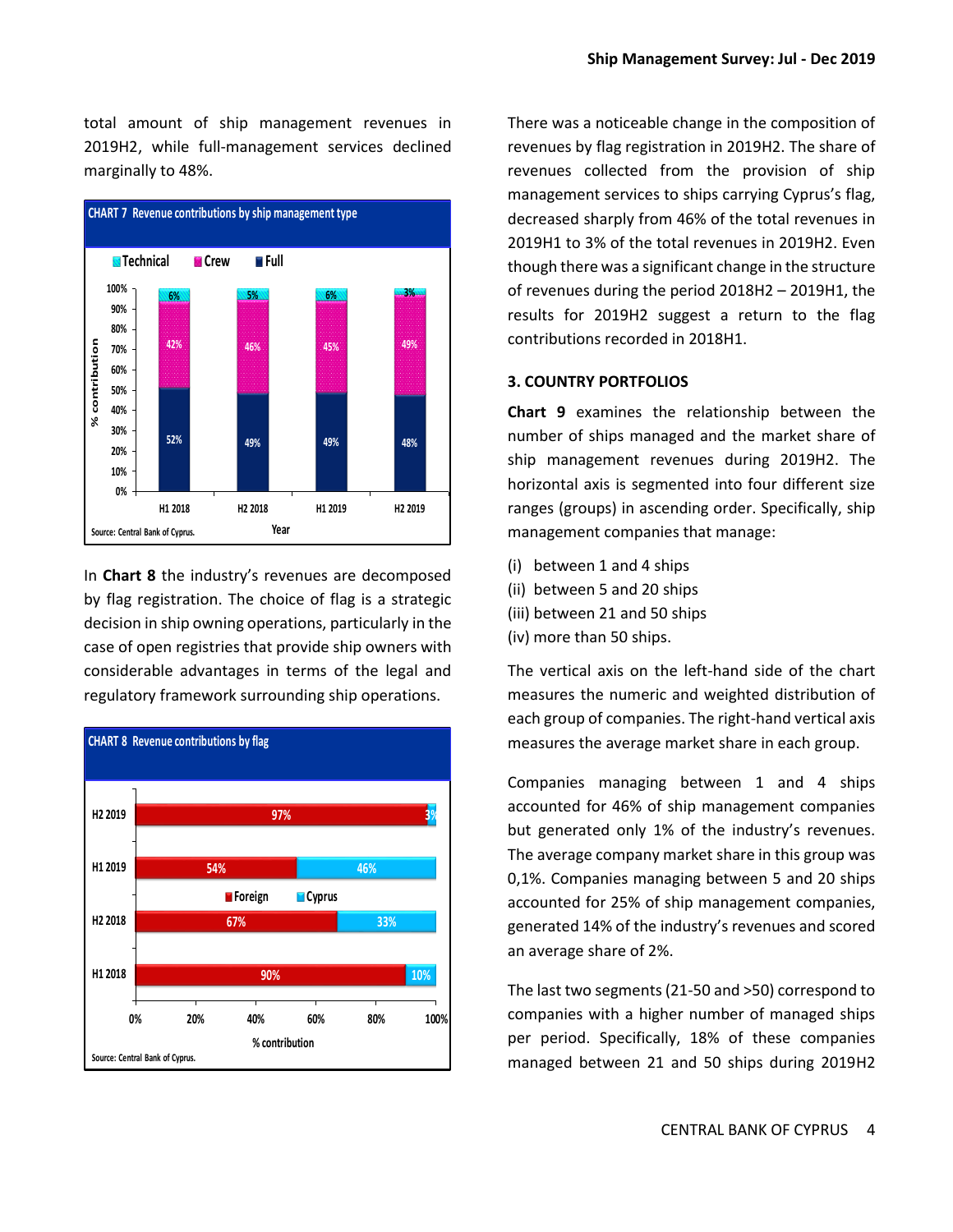total amount of ship management revenues in 2019H2, while full-management services declined marginally to 48%.

**CHART 7 Revenue contributions by ship management type**

| Year | Technical | Crew | Full |
|---|---|---|---|
| H1 2018 | 6% | 42% | 52% |
| H2 2018 | 5% | 46% | 49% |
| H1 2019 | 6% | 45% | 49% |
| H2 2019 | 3% | 49% | 48% |

Source: Central Bank of Cyprus.

In **Chart 8** the industry's revenues are decomposed by flag registration. The choice of flag is a strategic decision in ship owning operations, particularly in the case of open registries that provide ship owners with considerable advantages in terms of the legal and regulatory framework surrounding ship operations.

**CHART 8 Revenue contributions by flag**

| Period | Foreign | Cyprus |
|---|---|---|
| H2 2019 | 97% | 3% |
| H1 2019 | 54% | 46% |
| H2 2018 | 67% | 33% |
| H1 2018 | 90% | 10% |

Source: Central Bank of Cyprus.

There was a noticeable change in the composition of revenues by flag registration in 2019H2. The share of revenues collected from the provision of ship management services to ships carrying Cyprus's flag, decreased sharply from 46% of the total revenues in 2019H1 to 3% of the total revenues in 2019H2. Even though there was a significant change in the structure of revenues during the period 2018H2 – 2019H1, the results for 2019H2 suggest a return to the flag contributions recorded in 2018H1.

### 3. COUNTRY PORTFOLIOS

**Chart 9** examines the relationship between the number of ships managed and the market share of ship management revenues during 2019H2. The horizontal axis is segmented into four different size ranges (groups) in ascending order. Specifically, ship management companies that manage:

(i) between 1 and 4 ships
(ii) between 5 and 20 ships
(iii) between 21 and 50 ships
(iv) more than 50 ships.

The vertical axis on the left-hand side of the chart measures the numeric and weighted distribution of each group of companies. The right-hand vertical axis measures the average market share in each group.

Companies managing between 1 and 4 ships accounted for 46% of ship management companies but generated only 1% of the industry's revenues. The average company market share in this group was 0,1%. Companies managing between 5 and 20 ships accounted for 25% of ship management companies, generated 14% of the industry's revenues and scored an average share of 2%.

The last two segments (21-50 and >50) correspond to companies with a higher number of managed ships per period. Specifically, 18% of these companies managed between 21 and 50 ships during 2019H2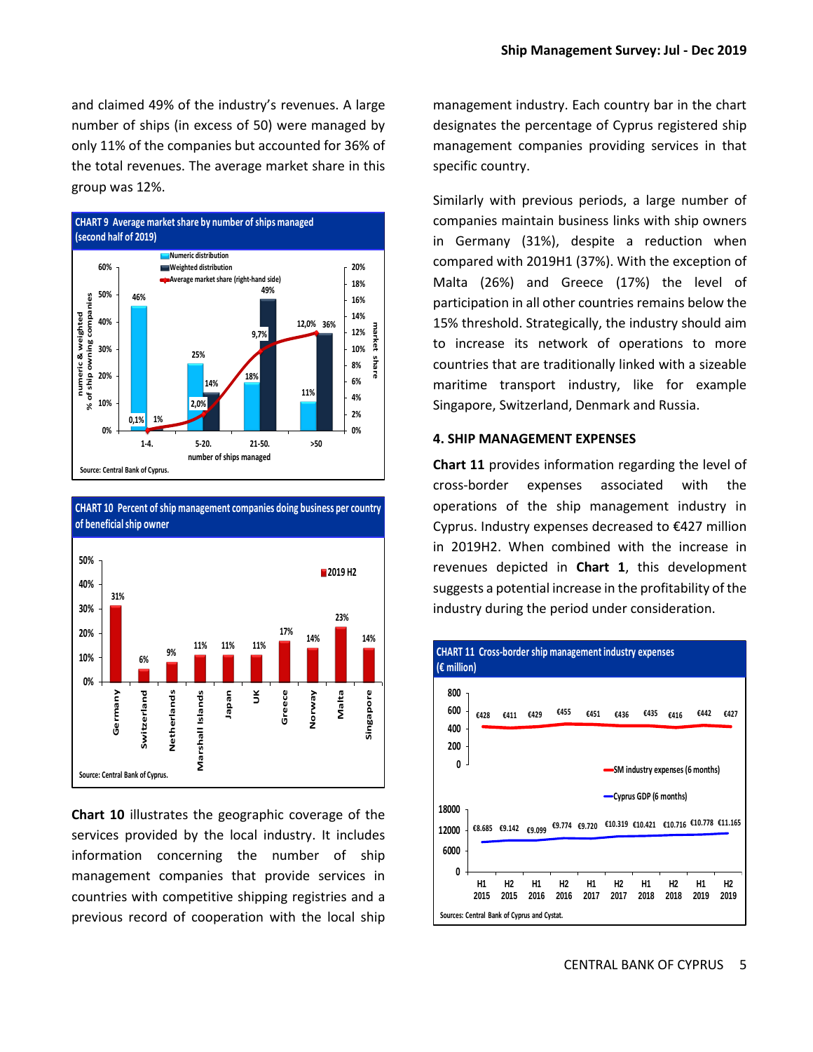and claimed 49% of the industry's revenues. A large number of ships (in excess of 50) were managed by only 11% of the companies but accounted for 36% of the total revenues. The average market share in this group was 12%.

**CHART 9 Average market share by number of ships managed (second half of 2019)**

| Number of ships managed | Numeric distribution | Weighted distribution | Average market share (right-hand side) |
|---|---|---|---|
| 1-4. | 46% | 1% | 0,1% |
| 5-20. | 25% | 14% | 2,0% |
| 21-50. | 18% | 49% | 9,7% |
| >50 | 11% | 36% | 12,0% |

Source: Central Bank of Cyprus.

**CHART 10 Percent of ship management companies doing business per country of beneficial ship owner**

| Country | 2019 H2 |
|---|---|
| Germany | 31% |
| Switzerland | 6% |
| Netherlands | 9% |
| Marshall Islands | 11% |
| Japan | 11% |
| UK | 11% |
| Greece | 17% |
| Norway | 14% |
| Malta | 23% |
| Singapore | 14% |

Source: Central Bank of Cyprus.

**Chart 10** illustrates the geographic coverage of the services provided by the local industry. It includes information concerning the number of ship management companies that provide services in countries with competitive shipping registries and a previous record of cooperation with the local ship management industry. Each country bar in the chart designates the percentage of Cyprus registered ship management companies providing services in that specific country.

Similarly with previous periods, a large number of companies maintain business links with ship owners in Germany (31%), despite a reduction when compared with 2019H1 (37%). With the exception of Malta (26%) and Greece (17%) the level of participation in all other countries remains below the 15% threshold. Strategically, the industry should aim to increase its network of operations to more countries that are traditionally linked with a sizeable maritime transport industry, like for example Singapore, Switzerland, Denmark and Russia.

## 4. SHIP MANAGEMENT EXPENSES

**Chart 11** provides information regarding the level of cross-border expenses associated with the operations of the ship management industry in Cyprus. Industry expenses decreased to €427 million in 2019H2. When combined with the increase in revenues depicted in **Chart 1**, this development suggests a potential increase in the profitability of the industry during the period under consideration.

**CHART 11 Cross-border ship management industry expenses (€ million)**

| Period | SM industry expenses (6 months) | Cyprus GDP (6 months) |
|---|---|---|
| H1 2015 | €428 | €8.685 |
| H2 2015 | €411 | €9.142 |
| H1 2016 | €429 | €9.099 |
| H2 2016 | €455 | €9.774 |
| H1 2017 | €451 | €9.720 |
| H2 2017 | €436 | €10.319 |
| H1 2018 | €435 | €10.421 |
| H2 2018 | €416 | €10.716 |
| H1 2019 | €442 | €10.778 |
| H2 2019 | €427 | €11.165 |

Sources: Central Bank of Cyprus and Cystat.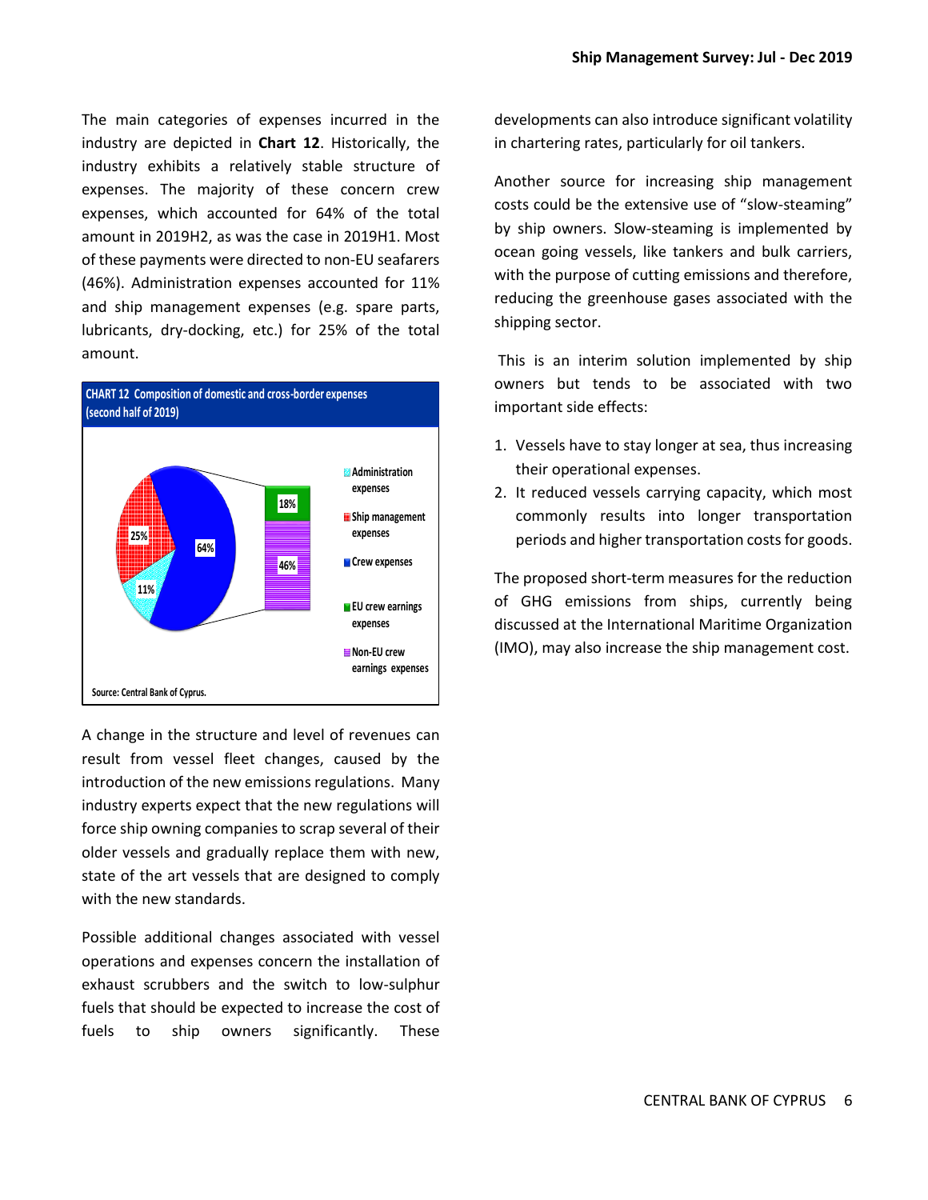The main categories of expenses incurred in the industry are depicted in **Chart 12**. Historically, the industry exhibits a relatively stable structure of expenses. The majority of these concern crew expenses, which accounted for 64% of the total amount in 2019H2, as was the case in 2019H1. Most of these payments were directed to non-EU seafarers (46%). Administration expenses accounted for 11% and ship management expenses (e.g. spare parts, lubricants, dry-docking, etc.) for 25% of the total amount.

**CHART 12 Composition of domestic and cross-border expenses (second half of 2019)**

| Category | Share |
|---|---|
| Administration expenses | 11% |
| Ship management expenses | 25% |
| Crew expenses | 64% |
| EU crew earnings expenses | 18% |
| Non-EU crew earnings expenses | 46% |

Source: Central Bank of Cyprus.

A change in the structure and level of revenues can result from vessel fleet changes, caused by the introduction of the new emissions regulations. Many industry experts expect that the new regulations will force ship owning companies to scrap several of their older vessels and gradually replace them with new, state of the art vessels that are designed to comply with the new standards.

Possible additional changes associated with vessel operations and expenses concern the installation of exhaust scrubbers and the switch to low-sulphur fuels that should be expected to increase the cost of fuels to ship owners significantly. These developments can also introduce significant volatility in chartering rates, particularly for oil tankers.

Another source for increasing ship management costs could be the extensive use of "slow-steaming" by ship owners. Slow-steaming is implemented by ocean going vessels, like tankers and bulk carriers, with the purpose of cutting emissions and therefore, reducing the greenhouse gases associated with the shipping sector.

This is an interim solution implemented by ship owners but tends to be associated with two important side effects:

1. Vessels have to stay longer at sea, thus increasing their operational expenses.
2. It reduced vessels carrying capacity, which most commonly results into longer transportation periods and higher transportation costs for goods.

The proposed short-term measures for the reduction of GHG emissions from ships, currently being discussed at the International Maritime Organization (IMO), may also increase the ship management cost.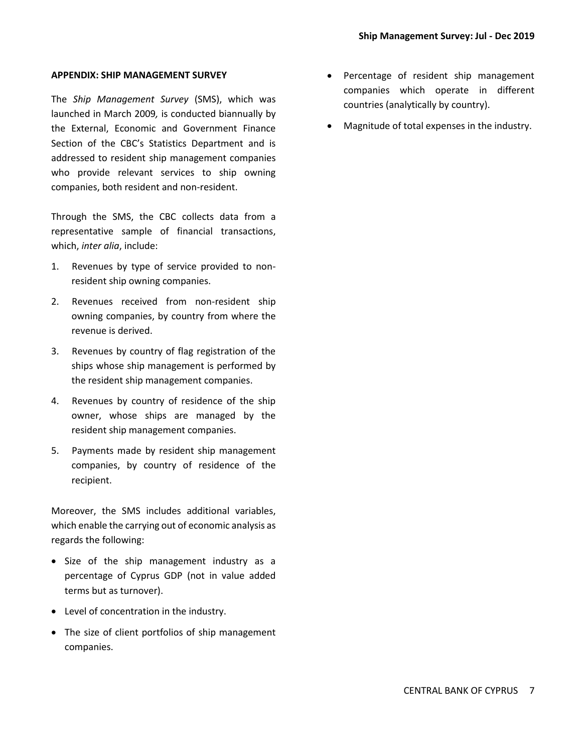## APPENDIX: SHIP MANAGEMENT SURVEY

The *Ship Management Survey* (SMS), which was launched in March 2009, is conducted biannually by the External, Economic and Government Finance Section of the CBC's Statistics Department and is addressed to resident ship management companies who provide relevant services to ship owning companies, both resident and non-resident.

Through the SMS, the CBC collects data from a representative sample of financial transactions, which, *inter alia*, include:

1. Revenues by type of service provided to non-resident ship owning companies.
2. Revenues received from non-resident ship owning companies, by country from where the revenue is derived.
3. Revenues by country of flag registration of the ships whose ship management is performed by the resident ship management companies.
4. Revenues by country of residence of the ship owner, whose ships are managed by the resident ship management companies.
5. Payments made by resident ship management companies, by country of residence of the recipient.

Moreover, the SMS includes additional variables, which enable the carrying out of economic analysis as regards the following:

- Size of the ship management industry as a percentage of Cyprus GDP (not in value added terms but as turnover).
- Level of concentration in the industry.
- The size of client portfolios of ship management companies.
- Percentage of resident ship management companies which operate in different countries (analytically by country).
- Magnitude of total expenses in the industry.